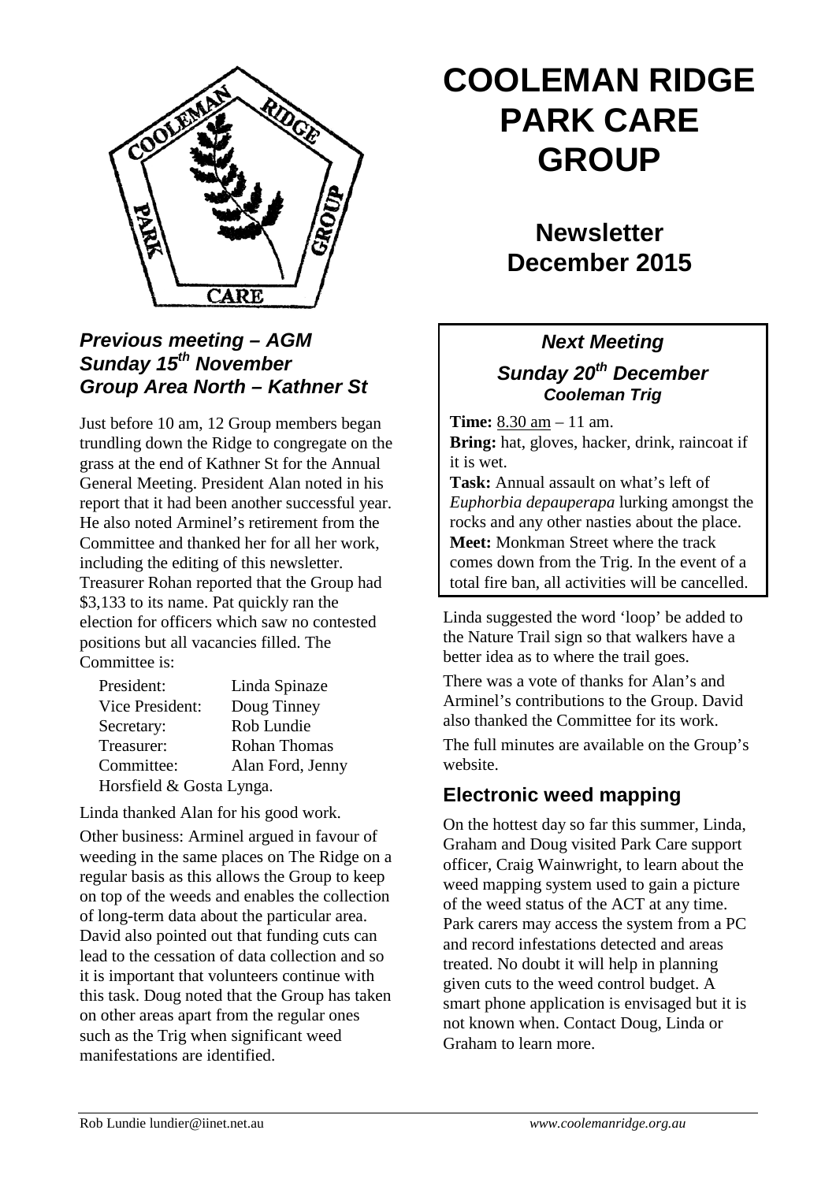# COOLEMAN RIDGE PARK CARE GROUP

## Newsletter December 2015

### *Next Meeting*

### *Sunday 20th December*
### *Cooleman Trig*

**Time:** 8.30 am – 11 am.
**Bring:** hat, gloves, hacker, drink, raincoat if it is wet.
**Task:** Annual assault on what's left of *Euphorbia depauperapa* lurking amongst the rocks and any other nasties about the place.
**Meet:** Monkman Street where the track comes down from the Trig. In the event of a total fire ban, all activities will be cancelled.

### *Previous meeting – AGM Sunday 15th November Group Area North – Kathner St*

Just before 10 am, 12 Group members began trundling down the Ridge to congregate on the grass at the end of Kathner St for the Annual General Meeting. President Alan noted in his report that it had been another successful year. He also noted Arminel's retirement from the Committee and thanked her for all her work, including the editing of this newsletter. Treasurer Rohan reported that the Group had $3,133 to its name. Pat quickly ran the election for officers which saw no contested positions but all vacancies filled. The Committee is:

| | |
|---|---|
| President: | Linda Spinaze |
| Vice President: | Doug Tinney |
| Secretary: | Rob Lundie |
| Treasurer: | Rohan Thomas |
| Committee: | Alan Ford, Jenny Horsfield & Gosta Lynga. |

Linda thanked Alan for his good work.

Other business: Arminel argued in favour of weeding in the same places on The Ridge on a regular basis as this allows the Group to keep on top of the weeds and enables the collection of long-term data about the particular area. David also pointed out that funding cuts can lead to the cessation of data collection and so it is important that volunteers continue with this task. Doug noted that the Group has taken on other areas apart from the regular ones such as the Trig when significant weed manifestations are identified.

Linda suggested the word 'loop' be added to the Nature Trail sign so that walkers have a better idea as to where the trail goes.

There was a vote of thanks for Alan's and Arminel's contributions to the Group. David also thanked the Committee for its work.

The full minutes are available on the Group's website.

## Electronic weed mapping

On the hottest day so far this summer, Linda, Graham and Doug visited Park Care support officer, Craig Wainwright, to learn about the weed mapping system used to gain a picture of the weed status of the ACT at any time. Park carers may access the system from a PC and record infestations detected and areas treated. No doubt it will help in planning given cuts to the weed control budget. A smart phone application is envisaged but it is not known when. Contact Doug, Linda or Graham to learn more.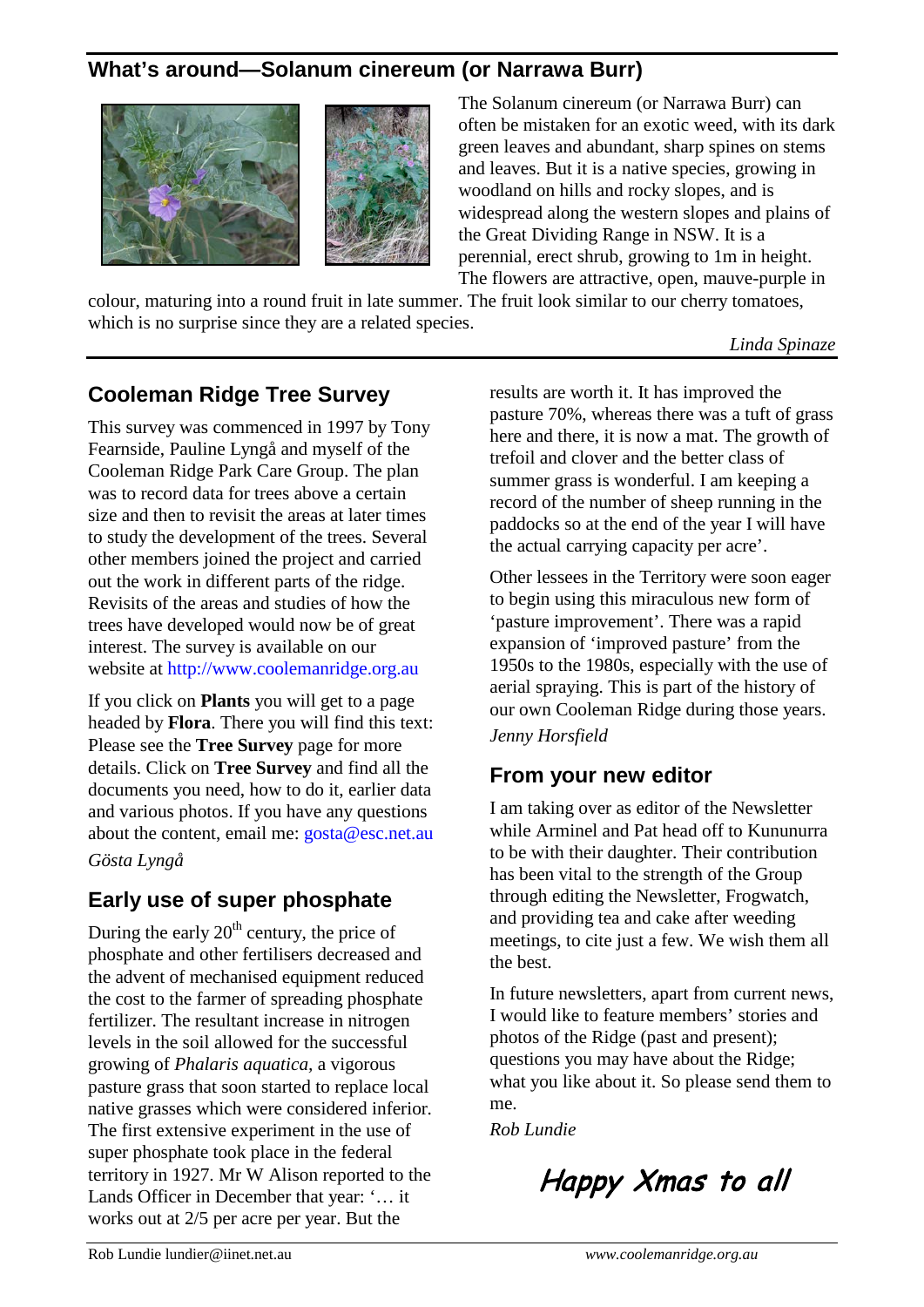## What's around—Solanum cinereum (or Narrawa Burr)

The Solanum cinereum (or Narrawa Burr) can often be mistaken for an exotic weed, with its dark green leaves and abundant, sharp spines on stems and leaves. But it is a native species, growing in woodland on hills and rocky slopes, and is widespread along the western slopes and plains of the Great Dividing Range in NSW. It is a perennial, erect shrub, growing to 1m in height. The flowers are attractive, open, mauve-purple in colour, maturing into a round fruit in late summer. The fruit look similar to our cherry tomatoes, which is no surprise since they are a related species.

*Linda Spinaze*

## Cooleman Ridge Tree Survey

This survey was commenced in 1997 by Tony Fearnside, Pauline Lyngå and myself of the Cooleman Ridge Park Care Group. The plan was to record data for trees above a certain size and then to revisit the areas at later times to study the development of the trees. Several other members joined the project and carried out the work in different parts of the ridge. Revisits of the areas and studies of how the trees have developed would now be of great interest. The survey is available on our website at http://www.coolemanridge.org.au

If you click on **Plants** you will get to a page headed by **Flora**. There you will find this text: Please see the **Tree Survey** page for more details. Click on **Tree Survey** and find all the documents you need, how to do it, earlier data and various photos. If you have any questions about the content, email me: gosta@esc.net.au

*Gösta Lyngå*

## Early use of super phosphate

During the early 20th century, the price of phosphate and other fertilisers decreased and the advent of mechanised equipment reduced the cost to the farmer of spreading phosphate fertilizer. The resultant increase in nitrogen levels in the soil allowed for the successful growing of *Phalaris aquatica*, a vigorous pasture grass that soon started to replace local native grasses which were considered inferior. The first extensive experiment in the use of super phosphate took place in the federal territory in 1927. Mr W Alison reported to the Lands Officer in December that year: '… it works out at 2/5 per acre per year. But the results are worth it. It has improved the pasture 70%, whereas there was a tuft of grass here and there, it is now a mat. The growth of trefoil and clover and the better class of summer grass is wonderful. I am keeping a record of the number of sheep running in the paddocks so at the end of the year I will have the actual carrying capacity per acre'.

Other lessees in the Territory were soon eager to begin using this miraculous new form of 'pasture improvement'. There was a rapid expansion of 'improved pasture' from the 1950s to the 1980s, especially with the use of aerial spraying. This is part of the history of our own Cooleman Ridge during those years.

*Jenny Horsfield*

## From your new editor

I am taking over as editor of the Newsletter while Arminel and Pat head off to Kununurra to be with their daughter. Their contribution has been vital to the strength of the Group through editing the Newsletter, Frogwatch, and providing tea and cake after weeding meetings, to cite just a few. We wish them all the best.

In future newsletters, apart from current news, I would like to feature members' stories and photos of the Ridge (past and present); questions you may have about the Ridge; what you like about it. So please send them to me.

*Rob Lundie*

*Happy Xmas to all*

Rob Lundie lundier@iinet.net.au

www.coolemanridge.org.au